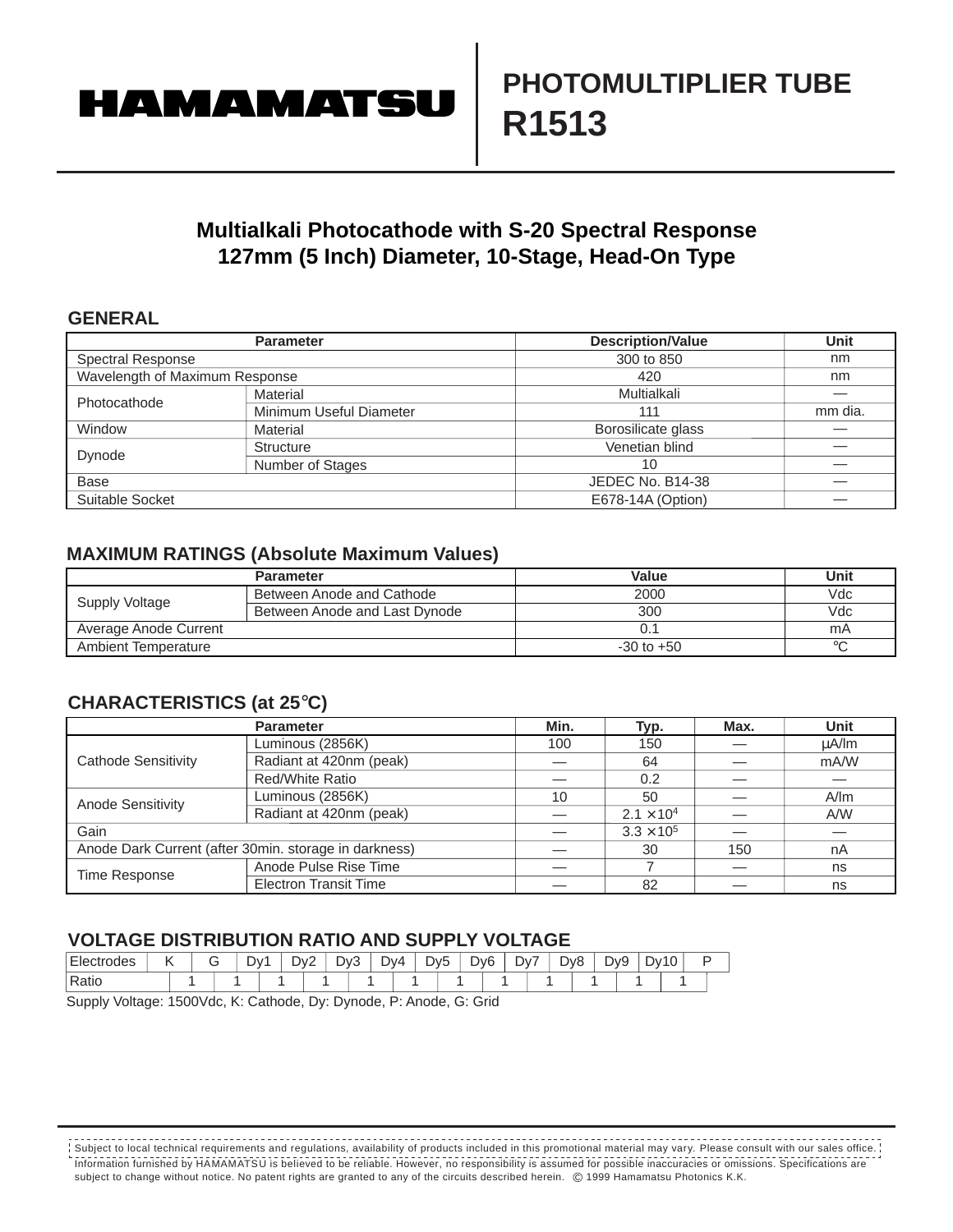HAMAMATSU

# PHOTOMULTIPLIER TUBE R1513

## Multialkali Photocathode with S-20 Spectral Response
## 127mm (5 Inch) Diameter, 10-Stage, Head-On Type

### GENERAL

| Parameter | | Description/Value | Unit |
|---|---|---|---|
| Spectral Response | | 300 to 850 | nm |
| Wavelength of Maximum Response | | 420 | nm |
| Photocathode | Material | Multialkali | — |
| | Minimum Useful Diameter | 111 | mm dia. |
| Window | Material | Borosilicate glass | — |
| Dynode | Structure | Venetian blind | — |
| | Number of Stages | 10 | — |
| Base | | JEDEC No. B14-38 | — |
| Suitable Socket | | E678-14A (Option) | — |

### MAXIMUM RATINGS (Absolute Maximum Values)

| Parameter | | Value | Unit |
|---|---|---|---|
| Supply Voltage | Between Anode and Cathode | 2000 | Vdc |
| | Between Anode and Last Dynode | 300 | Vdc |
| Average Anode Current | | 0.1 | mA |
| Ambient Temperature | | -30 to +50 | °C |

### CHARACTERISTICS (at 25°C)

| Parameter | | Min. | Typ. | Max. | Unit |
|---|---|---|---|---|---|
| Cathode Sensitivity | Luminous (2856K) | 100 | 150 | — | μA/lm |
| | Radiant at 420nm (peak) | — | 64 | — | mA/W |
| | Red/White Ratio | — | 0.2 | — | — |
| Anode Sensitivity | Luminous (2856K) | 10 | 50 | — | A/lm |
| | Radiant at 420nm (peak) | — | $2.1 \times 10^4$ | — | A/W |
| Gain | | — | $3.3 \times 10^5$ | — | — |
| Anode Dark Current (after 30min. storage in darkness) | | — | 30 | 150 | nA |
| Time Response | Anode Pulse Rise Time | — | 7 | — | ns |
| | Electron Transit Time | — | 82 | — | ns |

### VOLTAGE DISTRIBUTION RATIO AND SUPPLY VOLTAGE

| Electrodes | K | | G | | Dy1 | | Dy2 | | Dy3 | | Dy4 | | Dy5 | | Dy6 | | Dy7 | | Dy8 | | Dy9 | | Dy10 | | P |
|---|---|---|---|---|---|---|---|---|---|---|---|---|---|---|---|---|---|---|---|---|---|---|---|---|---|
| Ratio | | 1 | | 1 | | 1 | | 1 | | 1 | | 1 | | 1 | | 1 | | 1 | | 1 | | 1 | | 1 | |

Supply Voltage: 1500Vdc, K: Cathode, Dy: Dynode, P: Anode, G: Grid

Subject to local technical requirements and regulations, availability of products included in this promotional material may vary. Please consult with our sales office.
Information furnished by HAMAMATSU is believed to be reliable. However, no responsibility is assumed for possible inaccuracies or omissions. Specifications are subject to change without notice. No patent rights are granted to any of the circuits described herein. © 1999 Hamamatsu Photonics K.K.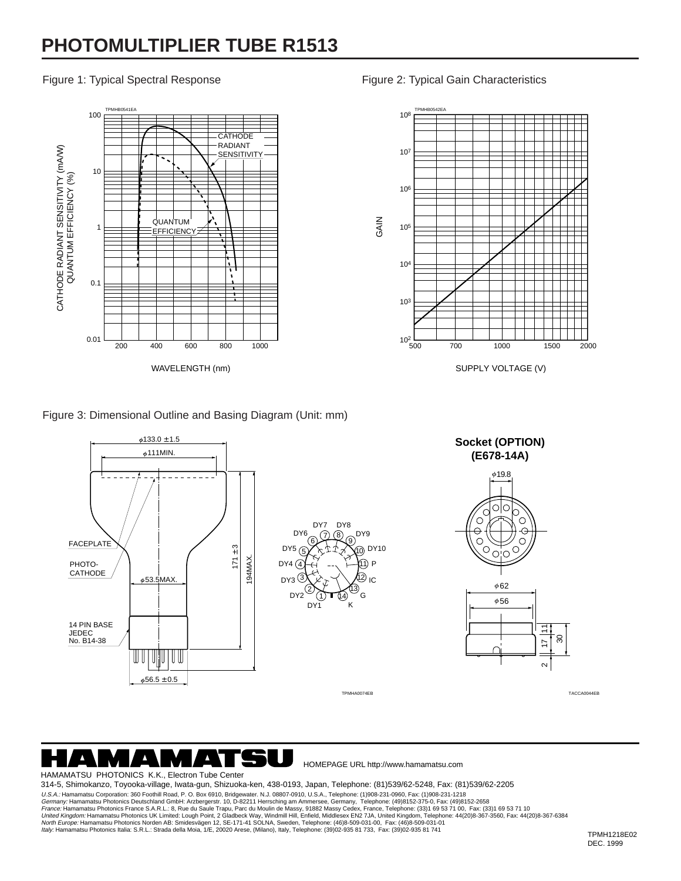# PHOTOMULTIPLIER TUBE R1513

Figure 1: Typical Spectral Response

TPMHB0541EA

CATHODE RADIANT SENSITIVITY (mA/W)
QUANTUM EFFICIENCY (%)

100
10
1
0.1
0.01

200 400 600 800 1000

WAVELENGTH (nm)

CATHODE RADIANT SENSITIVITY

QUANTUM EFFICIENCY

Figure 2: Typical Gain Characteristics

TPMHB0542EA

GAIN

$10^8$
$10^7$
$10^6$
$10^5$
$10^4$
$10^3$
$10^2$

500 700 1000 1500 2000

SUPPLY VOLTAGE (V)

Figure 3: Dimensional Outline and Basing Diagram (Unit: mm)

$\phi$133.0 ± 1.5

$\phi$111MIN.

FACEPLATE

PHOTO-CATHODE

$\phi$53.5MAX.

171 ± 3

194MAX.

14 PIN BASE JEDEC No. B14-38

$\phi$56.5 ± 0.5

DY7 DY8 DY6 DY9 DY5 DY10 DY4 P DY3 IC DY2 G DY1 K

1 2 3 4 5 6 7 8 9 10 11 12 13 14

TPMHA0074EB

**Socket (OPTION) (E678-14A)**

$\phi$19.8

$\phi$62

$\phi$56

11 17 30 2

TACCA0044EB

HAMAMATSU

HOMEPAGE URL http://www.hamamatsu.com

HAMAMATSU PHOTONICS K.K., Electron Tube Center

314-5, Shimokanzo, Toyooka-village, Iwata-gun, Shizuoka-ken, 438-0193, Japan, Telephone: (81)539/62-5248, Fax: (81)539/62-2205

*U.S.A.:* Hamamatsu Corporation: 360 Foothill Road, P. O. Box 6910, Bridgewater. N.J. 08807-0910, U.S.A., Telephone: (1)908-231-0960, Fax: (1)908-231-1218
*Germany:* Hamamatsu Photonics Deutschland GmbH: Arzbergerstr. 10, D-82211 Herrsching am Ammersee, Germany, Telephone: (49)8152-375-0, Fax: (49)8152-2658
*France:* Hamamatsu Photonics France S.A.R.L.: 8, Rue du Saule Trapu, Parc du Moulin de Massy, 91882 Massy Cedex, France, Telephone: (33)1 69 53 71 00, Fax: (33)1 69 53 71 10
*United Kingdom:* Hamamatsu Photonics UK Limited: Lough Point, 2 Gladbeck Way, Windmill Hill, Enfield, Middlesex EN2 7JA, United Kingdom, Telephone: 44(20)8-367-3560, Fax: 44(20)8-367-6384
*North Europe:* Hamamatsu Photonics Norden AB: Smidesvägen 12, SE-171-41 SOLNA, Sweden, Telephone: (46)8-509-031-00, Fax: (46)8-509-031-01
*Italy:* Hamamatsu Photonics Italia: S.R.L.: Strada della Moia, 1/E, 20020 Arese, (Milano), Italy, Telephone: (39)02-935 81 733, Fax: (39)02-935 81 741

TPMH1218E02
DEC. 1999